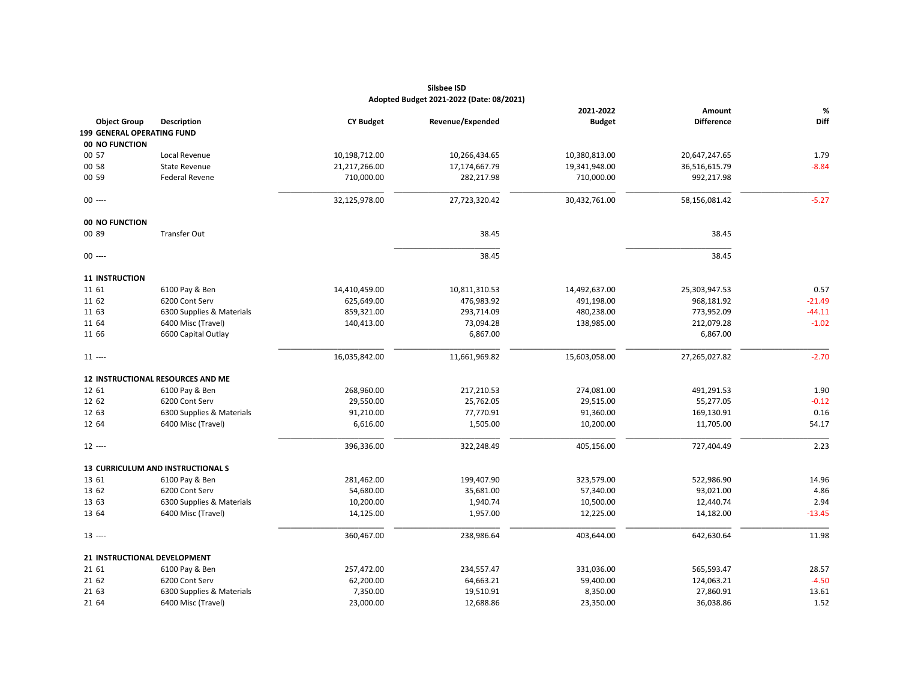**Silsbee ISD**

**Adopted Budget 2021-2022 (Date: 08/2021)**

| Object Group | Description | CY Budget | Revenue/Expended | 2021-2022 Budget | Amount Difference | % Diff |
|---|---|---|---|---|---|---|
| **199 GENERAL OPERATING FUND** | | | | | | |
| **00 NO FUNCTION** | | | | | | |
| 00 57 | Local Revenue | 10,198,712.00 | 10,266,434.65 | 10,380,813.00 | 20,647,247.65 | 1.79 |
| 00 58 | State Revenue | 21,217,266.00 | 17,174,667.79 | 19,341,948.00 | 36,516,615.79 | -8.84 |
| 00 59 | Federal Revene | 710,000.00 | 282,217.98 | 710,000.00 | 992,217.98 | |
| 00 ---- | | 32,125,978.00 | 27,723,320.42 | 30,432,761.00 | 58,156,081.42 | -5.27 |
| **00 NO FUNCTION** | | | | | | |
| 00 89 | Transfer Out | | 38.45 | | 38.45 | |
| 00 ---- | | | 38.45 | | 38.45 | |
| **11 INSTRUCTION** | | | | | | |
| 11 61 | 6100 Pay & Ben | 14,410,459.00 | 10,811,310.53 | 14,492,637.00 | 25,303,947.53 | 0.57 |
| 11 62 | 6200 Cont Serv | 625,649.00 | 476,983.92 | 491,198.00 | 968,181.92 | -21.49 |
| 11 63 | 6300 Supplies & Materials | 859,321.00 | 293,714.09 | 480,238.00 | 773,952.09 | -44.11 |
| 11 64 | 6400 Misc (Travel) | 140,413.00 | 73,094.28 | 138,985.00 | 212,079.28 | -1.02 |
| 11 66 | 6600 Capital Outlay | | 6,867.00 | | 6,867.00 | |
| 11 ---- | | 16,035,842.00 | 11,661,969.82 | 15,603,058.00 | 27,265,027.82 | -2.70 |
| **12 INSTRUCTIONAL RESOURCES AND ME** | | | | | | |
| 12 61 | 6100 Pay & Ben | 268,960.00 | 217,210.53 | 274,081.00 | 491,291.53 | 1.90 |
| 12 62 | 6200 Cont Serv | 29,550.00 | 25,762.05 | 29,515.00 | 55,277.05 | -0.12 |
| 12 63 | 6300 Supplies & Materials | 91,210.00 | 77,770.91 | 91,360.00 | 169,130.91 | 0.16 |
| 12 64 | 6400 Misc (Travel) | 6,616.00 | 1,505.00 | 10,200.00 | 11,705.00 | 54.17 |
| 12 ---- | | 396,336.00 | 322,248.49 | 405,156.00 | 727,404.49 | 2.23 |
| **13 CURRICULUM AND INSTRUCTIONAL S** | | | | | | |
| 13 61 | 6100 Pay & Ben | 281,462.00 | 199,407.90 | 323,579.00 | 522,986.90 | 14.96 |
| 13 62 | 6200 Cont Serv | 54,680.00 | 35,681.00 | 57,340.00 | 93,021.00 | 4.86 |
| 13 63 | 6300 Supplies & Materials | 10,200.00 | 1,940.74 | 10,500.00 | 12,440.74 | 2.94 |
| 13 64 | 6400 Misc (Travel) | 14,125.00 | 1,957.00 | 12,225.00 | 14,182.00 | -13.45 |
| 13 ---- | | 360,467.00 | 238,986.64 | 403,644.00 | 642,630.64 | 11.98 |
| **21 INSTRUCTIONAL DEVELOPMENT** | | | | | | |
| 21 61 | 6100 Pay & Ben | 257,472.00 | 234,557.47 | 331,036.00 | 565,593.47 | 28.57 |
| 21 62 | 6200 Cont Serv | 62,200.00 | 64,663.21 | 59,400.00 | 124,063.21 | -4.50 |
| 21 63 | 6300 Supplies & Materials | 7,350.00 | 19,510.91 | 8,350.00 | 27,860.91 | 13.61 |
| 21 64 | 6400 Misc (Travel) | 23,000.00 | 12,688.86 | 23,350.00 | 36,038.86 | 1.52 |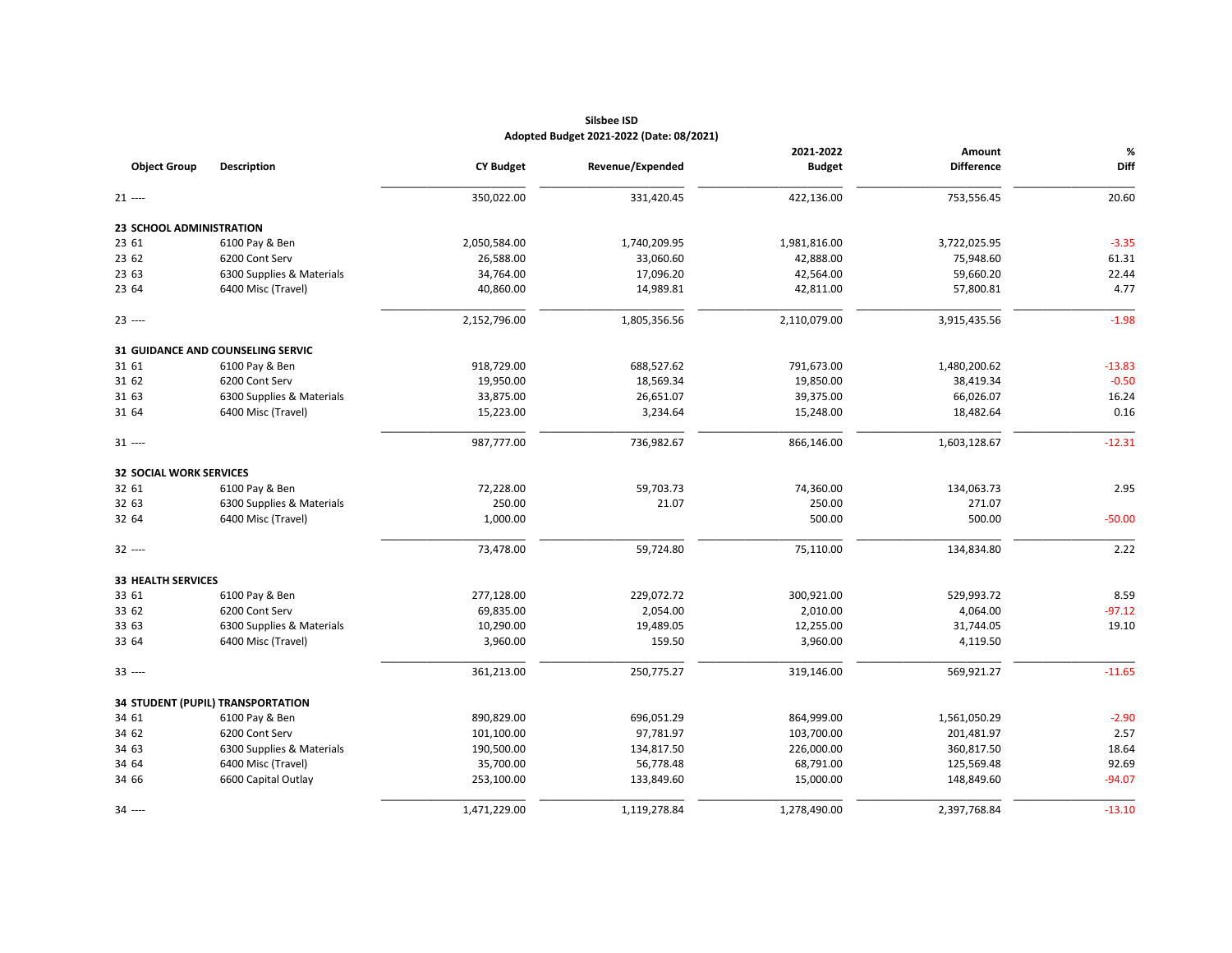**Silsbee ISD**
**Adopted Budget 2021-2022 (Date: 08/2021)**

| Object Group | Description | CY Budget | Revenue/Expended | 2021-2022 Budget | Amount Difference | % Diff |
|---|---|---|---|---|---|---|
| 21 ---- | | 350,022.00 | 331,420.45 | 422,136.00 | 753,556.45 | 20.60 |
| **23 SCHOOL ADMINISTRATION** | | | | | | |
| 23 61 | 6100 Pay & Ben | 2,050,584.00 | 1,740,209.95 | 1,981,816.00 | 3,722,025.95 | -3.35 |
| 23 62 | 6200 Cont Serv | 26,588.00 | 33,060.60 | 42,888.00 | 75,948.60 | 61.31 |
| 23 63 | 6300 Supplies & Materials | 34,764.00 | 17,096.20 | 42,564.00 | 59,660.20 | 22.44 |
| 23 64 | 6400 Misc (Travel) | 40,860.00 | 14,989.81 | 42,811.00 | 57,800.81 | 4.77 |
| 23 ---- | | 2,152,796.00 | 1,805,356.56 | 2,110,079.00 | 3,915,435.56 | -1.98 |
| **31 GUIDANCE AND COUNSELING SERVIC** | | | | | | |
| 31 61 | 6100 Pay & Ben | 918,729.00 | 688,527.62 | 791,673.00 | 1,480,200.62 | -13.83 |
| 31 62 | 6200 Cont Serv | 19,950.00 | 18,569.34 | 19,850.00 | 38,419.34 | -0.50 |
| 31 63 | 6300 Supplies & Materials | 33,875.00 | 26,651.07 | 39,375.00 | 66,026.07 | 16.24 |
| 31 64 | 6400 Misc (Travel) | 15,223.00 | 3,234.64 | 15,248.00 | 18,482.64 | 0.16 |
| 31 ---- | | 987,777.00 | 736,982.67 | 866,146.00 | 1,603,128.67 | -12.31 |
| **32 SOCIAL WORK SERVICES** | | | | | | |
| 32 61 | 6100 Pay & Ben | 72,228.00 | 59,703.73 | 74,360.00 | 134,063.73 | 2.95 |
| 32 63 | 6300 Supplies & Materials | 250.00 | 21.07 | 250.00 | 271.07 | |
| 32 64 | 6400 Misc (Travel) | 1,000.00 | | 500.00 | 500.00 | -50.00 |
| 32 ---- | | 73,478.00 | 59,724.80 | 75,110.00 | 134,834.80 | 2.22 |
| **33 HEALTH SERVICES** | | | | | | |
| 33 61 | 6100 Pay & Ben | 277,128.00 | 229,072.72 | 300,921.00 | 529,993.72 | 8.59 |
| 33 62 | 6200 Cont Serv | 69,835.00 | 2,054.00 | 2,010.00 | 4,064.00 | -97.12 |
| 33 63 | 6300 Supplies & Materials | 10,290.00 | 19,489.05 | 12,255.00 | 31,744.05 | 19.10 |
| 33 64 | 6400 Misc (Travel) | 3,960.00 | 159.50 | 3,960.00 | 4,119.50 | |
| 33 ---- | | 361,213.00 | 250,775.27 | 319,146.00 | 569,921.27 | -11.65 |
| **34 STUDENT (PUPIL) TRANSPORTATION** | | | | | | |
| 34 61 | 6100 Pay & Ben | 890,829.00 | 696,051.29 | 864,999.00 | 1,561,050.29 | -2.90 |
| 34 62 | 6200 Cont Serv | 101,100.00 | 97,781.97 | 103,700.00 | 201,481.97 | 2.57 |
| 34 63 | 6300 Supplies & Materials | 190,500.00 | 134,817.50 | 226,000.00 | 360,817.50 | 18.64 |
| 34 64 | 6400 Misc (Travel) | 35,700.00 | 56,778.48 | 68,791.00 | 125,569.48 | 92.69 |
| 34 66 | 6600 Capital Outlay | 253,100.00 | 133,849.60 | 15,000.00 | 148,849.60 | -94.07 |
| 34 ---- | | 1,471,229.00 | 1,119,278.84 | 1,278,490.00 | 2,397,768.84 | -13.10 |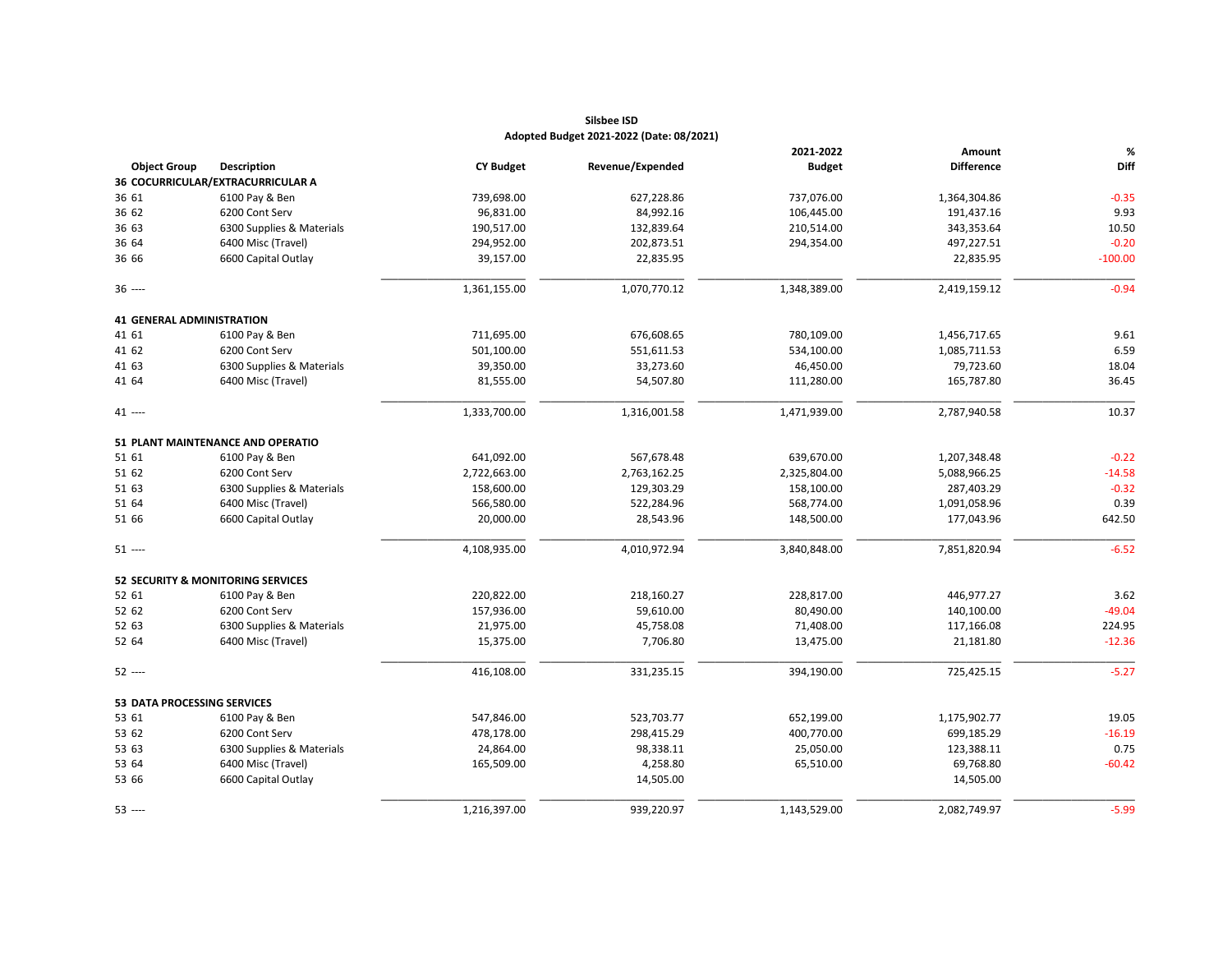**Silsbee ISD**
**Adopted Budget 2021-2022 (Date: 08/2021)**

| Object Group | Description | CY Budget | Revenue/Expended | 2021-2022 Budget | Amount Difference | % Diff |
|---|---|---|---|---|---|---|
| **36 COCURRICULAR/EXTRACURRICULAR A** | | | | | | |
| 36 61 | 6100 Pay & Ben | 739,698.00 | 627,228.86 | 737,076.00 | 1,364,304.86 | -0.35 |
| 36 62 | 6200 Cont Serv | 96,831.00 | 84,992.16 | 106,445.00 | 191,437.16 | 9.93 |
| 36 63 | 6300 Supplies & Materials | 190,517.00 | 132,839.64 | 210,514.00 | 343,353.64 | 10.50 |
| 36 64 | 6400 Misc (Travel) | 294,952.00 | 202,873.51 | 294,354.00 | 497,227.51 | -0.20 |
| 36 66 | 6600 Capital Outlay | 39,157.00 | 22,835.95 | | 22,835.95 | -100.00 |
| 36 ---- | | 1,361,155.00 | 1,070,770.12 | 1,348,389.00 | 2,419,159.12 | -0.94 |
| **41 GENERAL ADMINISTRATION** | | | | | | |
| 41 61 | 6100 Pay & Ben | 711,695.00 | 676,608.65 | 780,109.00 | 1,456,717.65 | 9.61 |
| 41 62 | 6200 Cont Serv | 501,100.00 | 551,611.53 | 534,100.00 | 1,085,711.53 | 6.59 |
| 41 63 | 6300 Supplies & Materials | 39,350.00 | 33,273.60 | 46,450.00 | 79,723.60 | 18.04 |
| 41 64 | 6400 Misc (Travel) | 81,555.00 | 54,507.80 | 111,280.00 | 165,787.80 | 36.45 |
| 41 ---- | | 1,333,700.00 | 1,316,001.58 | 1,471,939.00 | 2,787,940.58 | 10.37 |
| **51 PLANT MAINTENANCE AND OPERATIO** | | | | | | |
| 51 61 | 6100 Pay & Ben | 641,092.00 | 567,678.48 | 639,670.00 | 1,207,348.48 | -0.22 |
| 51 62 | 6200 Cont Serv | 2,722,663.00 | 2,763,162.25 | 2,325,804.00 | 5,088,966.25 | -14.58 |
| 51 63 | 6300 Supplies & Materials | 158,600.00 | 129,303.29 | 158,100.00 | 287,403.29 | -0.32 |
| 51 64 | 6400 Misc (Travel) | 566,580.00 | 522,284.96 | 568,774.00 | 1,091,058.96 | 0.39 |
| 51 66 | 6600 Capital Outlay | 20,000.00 | 28,543.96 | 148,500.00 | 177,043.96 | 642.50 |
| 51 ---- | | 4,108,935.00 | 4,010,972.94 | 3,840,848.00 | 7,851,820.94 | -6.52 |
| **52 SECURITY & MONITORING SERVICES** | | | | | | |
| 52 61 | 6100 Pay & Ben | 220,822.00 | 218,160.27 | 228,817.00 | 446,977.27 | 3.62 |
| 52 62 | 6200 Cont Serv | 157,936.00 | 59,610.00 | 80,490.00 | 140,100.00 | -49.04 |
| 52 63 | 6300 Supplies & Materials | 21,975.00 | 45,758.08 | 71,408.00 | 117,166.08 | 224.95 |
| 52 64 | 6400 Misc (Travel) | 15,375.00 | 7,706.80 | 13,475.00 | 21,181.80 | -12.36 |
| 52 ---- | | 416,108.00 | 331,235.15 | 394,190.00 | 725,425.15 | -5.27 |
| **53 DATA PROCESSING SERVICES** | | | | | | |
| 53 61 | 6100 Pay & Ben | 547,846.00 | 523,703.77 | 652,199.00 | 1,175,902.77 | 19.05 |
| 53 62 | 6200 Cont Serv | 478,178.00 | 298,415.29 | 400,770.00 | 699,185.29 | -16.19 |
| 53 63 | 6300 Supplies & Materials | 24,864.00 | 98,338.11 | 25,050.00 | 123,388.11 | 0.75 |
| 53 64 | 6400 Misc (Travel) | 165,509.00 | 4,258.80 | 65,510.00 | 69,768.80 | -60.42 |
| 53 66 | 6600 Capital Outlay | | 14,505.00 | | 14,505.00 | |
| 53 ---- | | 1,216,397.00 | 939,220.97 | 1,143,529.00 | 2,082,749.97 | -5.99 |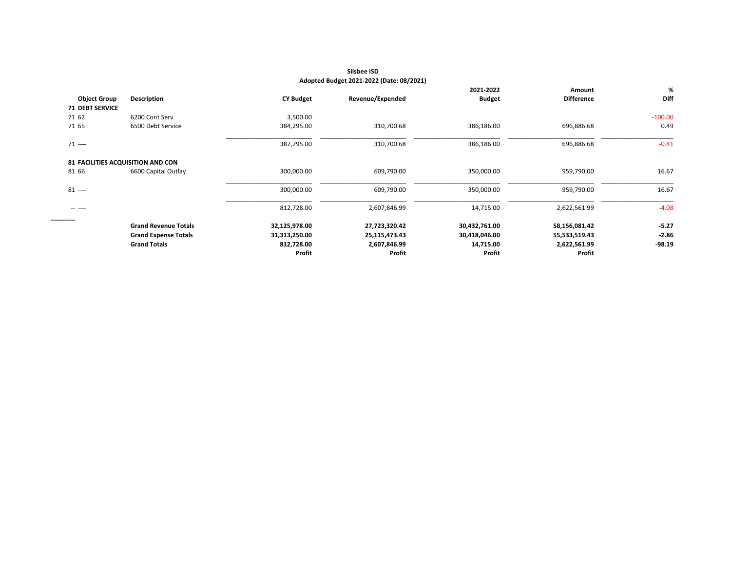**Silsbee ISD**
**Adopted Budget 2021-2022 (Date: 08/2021)**

| Object Group | Description | CY Budget | Revenue/Expended | 2021-2022 Budget | Amount Difference | % Diff |
|---|---|---|---|---|---|---|
| **71 DEBT SERVICE** | | | | | | |
| 71 62 | 6200 Cont Serv | 3,500.00 | | | | -100.00 |
| 71 65 | 6500 Debt Service | 384,295.00 | 310,700.68 | 386,186.00 | 696,886.68 | 0.49 |
| 71 ---- | | 387,795.00 | 310,700.68 | 386,186.00 | 696,886.68 | -0.41 |
| **81 FACILITIES ACQUISITION AND CON** | | | | | | |
| 81 66 | 6600 Capital Outlay | 300,000.00 | 609,790.00 | 350,000.00 | 959,790.00 | 16.67 |
| 81 ---- | | 300,000.00 | 609,790.00 | 350,000.00 | 959,790.00 | 16.67 |
| -- ---- | | 812,728.00 | 2,607,846.99 | 14,715.00 | 2,622,561.99 | -4.08 |
| | **Grand Revenue Totals** | **32,125,978.00** | **27,723,320.42** | **30,432,761.00** | **58,156,081.42** | **-5.27** |
| | **Grand Expense Totals** | **31,313,250.00** | **25,115,473.43** | **30,418,046.00** | **55,533,519.43** | **-2.86** |
| | **Grand Totals** | **812,728.00** | **2,607,846.99** | **14,715.00** | **2,622,561.99** | **-98.19** |
| | | **Profit** | **Profit** | **Profit** | **Profit** | |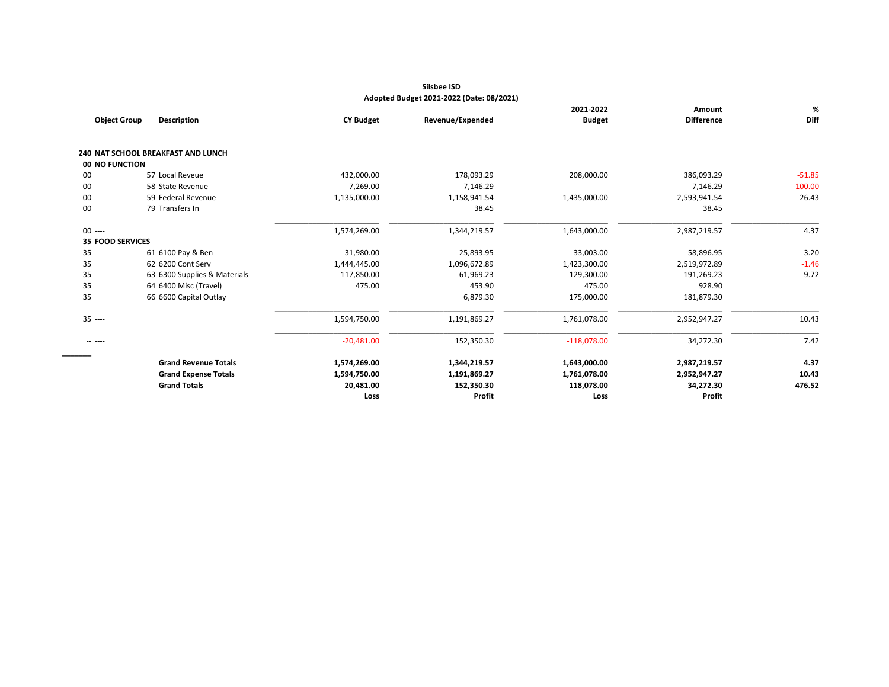**Silsbee ISD**
**Adopted Budget 2021-2022 (Date: 08/2021)**

| Object Group | Description | CY Budget | Revenue/Expended | 2021-2022 Budget | Amount Difference | % Diff |
|---|---|---|---|---|---|---|
| **240 NAT SCHOOL BREAKFAST AND LUNCH** | | | | | | |
| **00 NO FUNCTION** | | | | | | |
| 00 | 57 Local Reveue | 432,000.00 | 178,093.29 | 208,000.00 | 386,093.29 | -51.85 |
| 00 | 58 State Revenue | 7,269.00 | 7,146.29 | | 7,146.29 | -100.00 |
| 00 | 59 Federal Revenue | 1,135,000.00 | 1,158,941.54 | 1,435,000.00 | 2,593,941.54 | 26.43 |
| 00 | 79 Transfers In | | 38.45 | | 38.45 | |
| 00 ---- | | 1,574,269.00 | 1,344,219.57 | 1,643,000.00 | 2,987,219.57 | 4.37 |
| **35 FOOD SERVICES** | | | | | | |
| 35 | 61 6100 Pay & Ben | 31,980.00 | 25,893.95 | 33,003.00 | 58,896.95 | 3.20 |
| 35 | 62 6200 Cont Serv | 1,444,445.00 | 1,096,672.89 | 1,423,300.00 | 2,519,972.89 | -1.46 |
| 35 | 63 6300 Supplies & Materials | 117,850.00 | 61,969.23 | 129,300.00 | 191,269.23 | 9.72 |
| 35 | 64 6400 Misc (Travel) | 475.00 | 453.90 | 475.00 | 928.90 | |
| 35 | 66 6600 Capital Outlay | | 6,879.30 | 175,000.00 | 181,879.30 | |
| 35 ---- | | 1,594,750.00 | 1,191,869.27 | 1,761,078.00 | 2,952,947.27 | 10.43 |
| -- ---- | | -20,481.00 | 152,350.30 | -118,078.00 | 34,272.30 | 7.42 |
| | **Grand Revenue Totals** | **1,574,269.00** | **1,344,219.57** | **1,643,000.00** | **2,987,219.57** | **4.37** |
| | **Grand Expense Totals** | **1,594,750.00** | **1,191,869.27** | **1,761,078.00** | **2,952,947.27** | **10.43** |
| | **Grand Totals** | **20,481.00** | **152,350.30** | **118,078.00** | **34,272.30** | **476.52** |
| | | **Loss** | **Profit** | **Loss** | **Profit** | |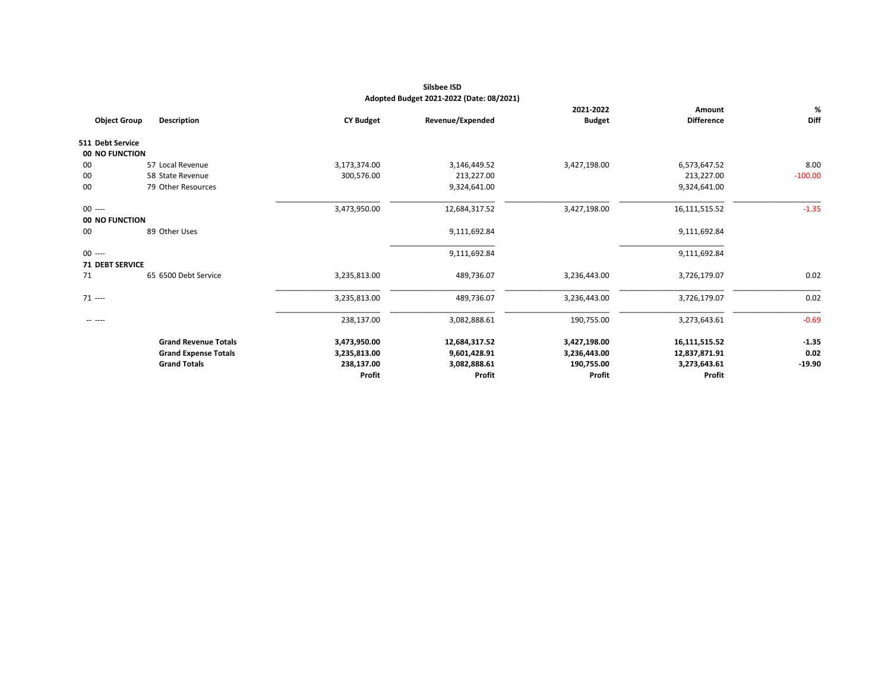**Silsbee ISD**
**Adopted Budget 2021-2022 (Date: 08/2021)**

| Object Group | Description | CY Budget | Revenue/Expended | 2021-2022 Budget | Amount Difference | % Diff |
|---|---|---|---|---|---|---|
| **511 Debt Service** | | | | | | |
| **00 NO FUNCTION** | | | | | | |
| 00 | 57 Local Revenue | 3,173,374.00 | 3,146,449.52 | 3,427,198.00 | 6,573,647.52 | 8.00 |
| 00 | 58 State Revenue | 300,576.00 | 213,227.00 | | 213,227.00 | -100.00 |
| 00 | 79 Other Resources | | 9,324,641.00 | | 9,324,641.00 | |
| 00 ---- | | 3,473,950.00 | 12,684,317.52 | 3,427,198.00 | 16,111,515.52 | -1.35 |
| **00 NO FUNCTION** | | | | | | |
| 00 | 89 Other Uses | | 9,111,692.84 | | 9,111,692.84 | |
| 00 ---- | | | 9,111,692.84 | | 9,111,692.84 | |
| **71 DEBT SERVICE** | | | | | | |
| 71 | 65 6500 Debt Service | 3,235,813.00 | 489,736.07 | 3,236,443.00 | 3,726,179.07 | 0.02 |
| 71 ---- | | 3,235,813.00 | 489,736.07 | 3,236,443.00 | 3,726,179.07 | 0.02 |
| -- ---- | | 238,137.00 | 3,082,888.61 | 190,755.00 | 3,273,643.61 | -0.69 |
| | **Grand Revenue Totals** | **3,473,950.00** | **12,684,317.52** | **3,427,198.00** | **16,111,515.52** | **-1.35** |
| | **Grand Expense Totals** | **3,235,813.00** | **9,601,428.91** | **3,236,443.00** | **12,837,871.91** | **0.02** |
| | **Grand Totals** | **238,137.00** | **3,082,888.61** | **190,755.00** | **3,273,643.61** | **-19.90** |
| | | **Profit** | **Profit** | **Profit** | **Profit** | |